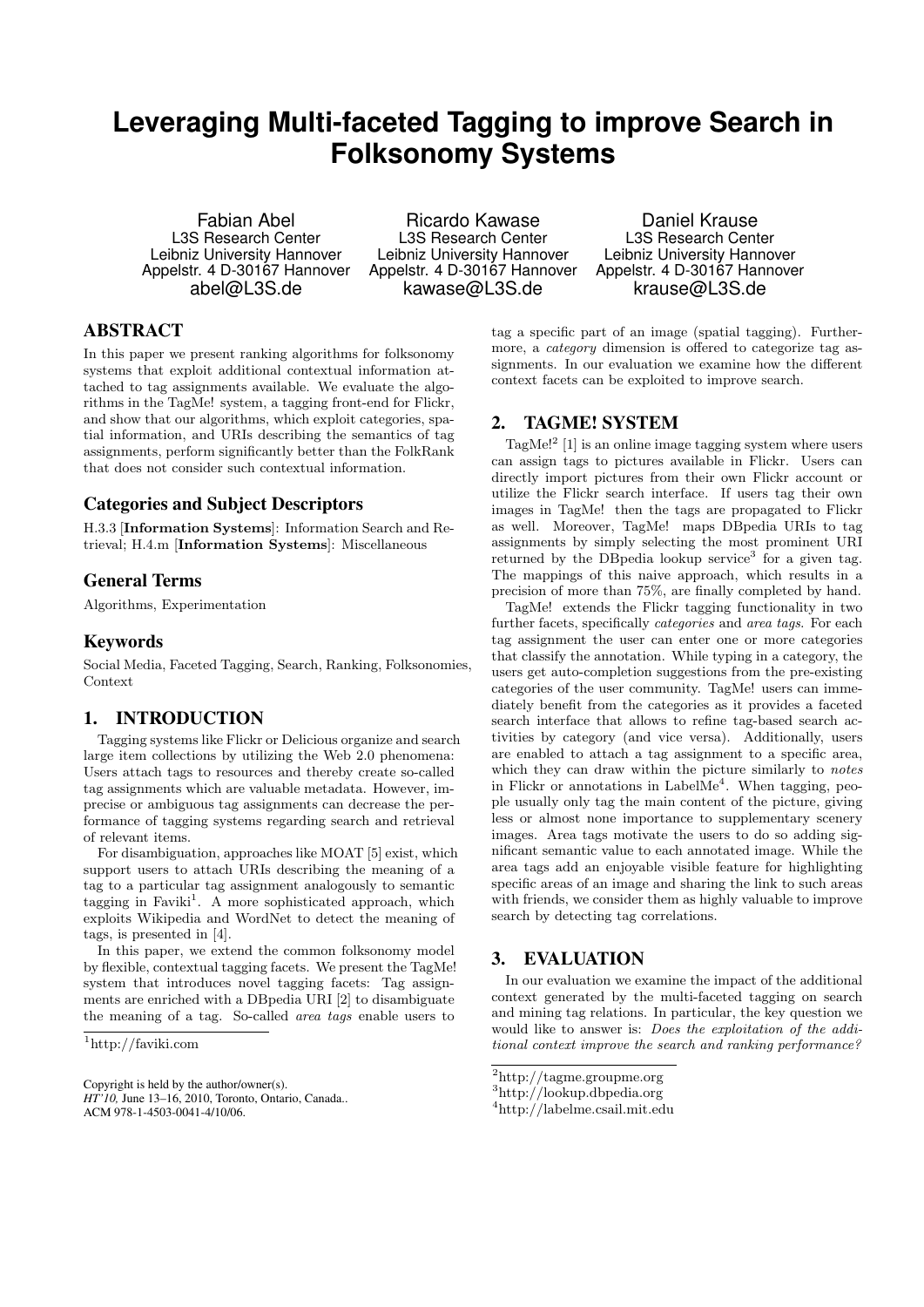# Leveraging Multi-faceted Tagging to improve Search in Folksonomy Systems

Fabian Abel
L3S Research Center
Leibniz University Hannover
Appelstr. 4 D-30167 Hannover
abel@L3S.de

Ricardo Kawase
L3S Research Center
Leibniz University Hannover
Appelstr. 4 D-30167 Hannover
kawase@L3S.de

Daniel Krause
L3S Research Center
Leibniz University Hannover
Appelstr. 4 D-30167 Hannover
krause@L3S.de

## ABSTRACT

In this paper we present ranking algorithms for folksonomy systems that exploit additional contextual information attached to tag assignments available. We evaluate the algorithms in the TagMe! system, a tagging front-end for Flickr, and show that our algorithms, which exploit categories, spatial information, and URIs describing the semantics of tag assignments, perform significantly better than the FolkRank that does not consider such contextual information.

### Categories and Subject Descriptors

H.3.3 [**Information Systems**]: Information Search and Retrieval; H.4.m [**Information Systems**]: Miscellaneous

### General Terms

Algorithms, Experimentation

### Keywords

Social Media, Faceted Tagging, Search, Ranking, Folksonomies, Context

## 1. INTRODUCTION

Tagging systems like Flickr or Delicious organize and search large item collections by utilizing the Web 2.0 phenomena: Users attach tags to resources and thereby create so-called tag assignments which are valuable metadata. However, imprecise or ambiguous tag assignments can decrease the performance of tagging systems regarding search and retrieval of relevant items.

For disambiguation, approaches like MOAT [5] exist, which support users to attach URIs describing the meaning of a tag to a particular tag assignment analogously to semantic tagging in Faviki[1]. A more sophisticated approach, which exploits Wikipedia and WordNet to detect the meaning of tags, is presented in [4].

In this paper, we extend the common folksonomy model by flexible, contextual tagging facets. We present the TagMe! system that introduces novel tagging facets: Tag assignments are enriched with a DBpedia URI [2] to disambiguate the meaning of a tag. So-called *area tags* enable users to tag a specific part of an image (spatial tagging). Furthermore, a *category* dimension is offered to categorize tag assignments. In our evaluation we examine how the different context facets can be exploited to improve search.

[1]http://faviki.com

Copyright is held by the author/owner(s).
*HT'10,* June 13–16, 2010, Toronto, Ontario, Canada..
ACM 978-1-4503-0041-4/10/06.

## 2. TAGME! SYSTEM

TagMe![2] [1] is an online image tagging system where users can assign tags to pictures available in Flickr. Users can directly import pictures from their own Flickr account or utilize the Flickr search interface. If users tag their own images in TagMe! then the tags are propagated to Flickr as well. Moreover, TagMe! maps DBpedia URIs to tag assignments by simply selecting the most prominent URI returned by the DBpedia lookup service[3] for a given tag. The mappings of this naive approach, which results in a precision of more than 75%, are finally completed by hand.

TagMe! extends the Flickr tagging functionality in two further facets, specifically *categories* and *area tags*. For each tag assignment the user can enter one or more categories that classify the annotation. While typing in a category, the users get auto-completion suggestions from the pre-existing categories of the user community. TagMe! users can immediately benefit from the categories as it provides a faceted search interface that allows to refine tag-based search activities by category (and vice versa). Additionally, users are enabled to attach a tag assignment to a specific area, which they can draw within the picture similarly to *notes* in Flickr or annotations in LabelMe[4]. When tagging, people usually only tag the main content of the picture, giving less or almost none importance to supplementary scenery images. Area tags motivate the users to do so adding significant semantic value to each annotated image. While the area tags add an enjoyable visible feature for highlighting specific areas of an image and sharing the link to such areas with friends, we consider them as highly valuable to improve search by detecting tag correlations.

## 3. EVALUATION

In our evaluation we examine the impact of the additional context generated by the multi-faceted tagging on search and mining tag relations. In particular, the key question we would like to answer is: *Does the exploitation of the additional context improve the search and ranking performance?*

[2]http://tagme.groupme.org
[3]http://lookup.dbpedia.org
[4]http://labelme.csail.mit.edu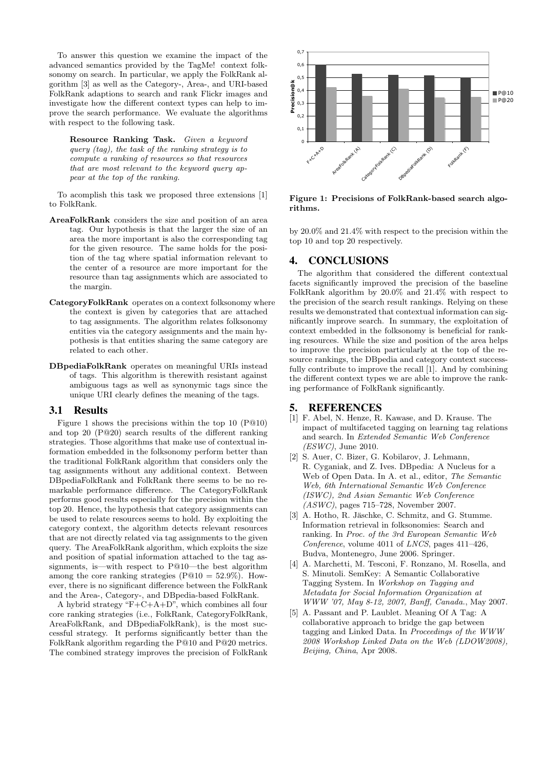To answer this question we examine the impact of the advanced semantics provided by the TagMe! context folksonomy on search. In particular, we apply the FolkRank algorithm [3] as well as the Category-, Area-, and URI-based FolkRank adaptions to search and rank Flickr images and investigate how the different context types can help to improve the search performance. We evaluate the algorithms with respect to the following task.

> **Resource Ranking Task.** *Given a keyword query (tag), the task of the ranking strategy is to compute a ranking of resources so that resources that are most relevant to the keyword query appear at the top of the ranking.*

To acomplish this task we proposed three extensions [1] to FolkRank.

**AreaFolkRank** considers the size and position of an area tag. Our hypothesis is that the larger the size of an area the more important is also the corresponding tag for the given resource. The same holds for the position of the tag where spatial information relevant to the center of a resource are more important for the resource than tag assignments which are associated to the margin.

**CategoryFolkRank** operates on a context folksonomy where the context is given by categories that are attached to tag assignments. The algorithm relates folksonomy entities via the category assignments and the main hypothesis is that entities sharing the same category are related to each other.

**DBpediaFolkRank** operates on meaningful URIs instead of tags. This algorithm is therewith resistant against ambiguous tags as well as synonymic tags since the unique URI clearly defines the meaning of the tags.

## 3.1 Results

Figure 1 shows the precisions within the top 10 (P@10) and top 20 (P@20) search results of the different ranking strategies. Those algorithms that make use of contextual information embedded in the folksonomy perform better than the traditional FolkRank algorithm that considers only the tag assignments without any additional context. Between DBpediaFolkRank and FolkRank there seems to be no remarkable performance difference. The CategoryFolkRank performs good results especially for the precision within the top 20. Hence, the hypothesis that category assignments can be used to relate resources seems to hold. By exploiting the category context, the algorithm detects relevant resources that are not directly related via tag assignments to the given query. The AreaFolkRank algorithm, which exploits the size and position of spatial information attached to the tag assignments, is—with respect to P@10—the best algorithm among the core ranking strategies (P@10 = 52.9%). However, there is no significant difference between the FolkRank and the Area-, Category-, and DBpedia-based FolkRank.

A hybrid strategy "F+C+A+D", which combines all four core ranking strategies (i.e., FolkRank, CategoryFolkRank, AreaFolkRank, and DBpediaFolkRank), is the most successful strategy. It performs significantly better than the FolkRank algorithm regarding the P@10 and P@20 metrics. The combined strategy improves the precision of FolkRank by 20.0% and 21.4% with respect to the precision within the top 10 and top 20 respectively.

Precision@k
0,7
0,6
0,5
0,4
0,3
0,2
0,1
0
F+C+A+D
AreaFolkRank (A)
CategoryFolkRank (C)
DBpediaFolkRank (D)
FolkRank (F)
P@10
P@20

**Figure 1: Precisions of FolkRank-based search algorithms.**

## 4. CONCLUSIONS

The algorithm that considered the different contextual facets significantly improved the precision of the baseline FolkRank algorithm by 20.0% and 21.4% with respect to the precision of the search result rankings. Relying on these results we demonstrated that contextual information can significantly improve search. In summary, the exploitation of context embedded in the folksonomy is beneficial for ranking resources. While the size and position of the area helps to improve the precision particularly at the top of the resource rankings, the DBpedia and category context successfully contribute to improve the recall [1]. And by combining the different context types we are able to improve the ranking performance of FolkRank significantly.

## 5. REFERENCES

[1] F. Abel, N. Henze, R. Kawase, and D. Krause. The impact of multifaceted tagging on learning tag relations and search. In *Extended Semantic Web Conference (ESWC)*, June 2010.

[2] S. Auer, C. Bizer, G. Kobilarov, J. Lehmann, R. Cyganiak, and Z. Ives. DBpedia: A Nucleus for a Web of Open Data. In A. et al., editor, *The Semantic Web, 6th International Semantic Web Conference (ISWC), 2nd Asian Semantic Web Conference (ASWC)*, pages 715–728, November 2007.

[3] A. Hotho, R. Jäschke, C. Schmitz, and G. Stumme. Information retrieval in folksonomies: Search and ranking. In *Proc. of the 3rd European Semantic Web Conference*, volume 4011 of *LNCS*, pages 411–426, Budva, Montenegro, June 2006. Springer.

[4] A. Marchetti, M. Tesconi, F. Ronzano, M. Rosella, and S. Minutoli. SemKey: A Semantic Collaborative Tagging System. In *Workshop on Tagging and Metadata for Social Information Organization at WWW '07, May 8-12, 2007, Banff, Canada.*, May 2007.

[5] A. Passant and P. Laublet. Meaning Of A Tag: A collaborative approach to bridge the gap between tagging and Linked Data. In *Proceedings of the WWW 2008 Workshop Linked Data on the Web (LDOW2008), Beijing, China*, Apr 2008.